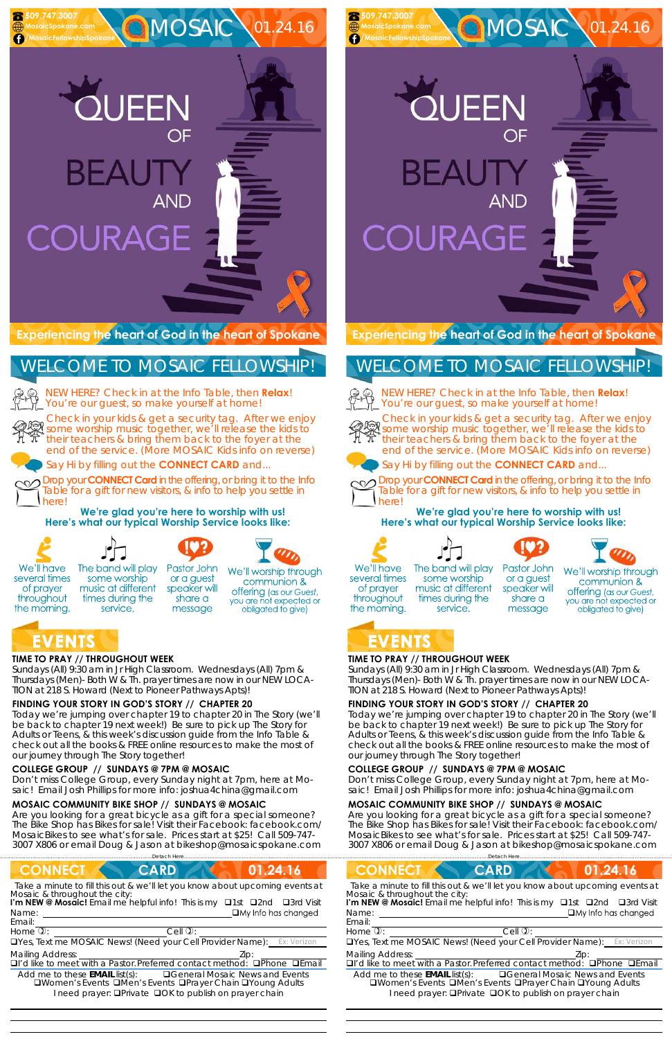509.747.3007
MosaicSpokane.com
/MosaicFellowshipSpokane

# MOSAIC 01.24.16

# QUEEN OF BEAUTY AND COURAGE

Experiencing the heart of God in the heart of Spokane

## WELCOME TO MOSAIC FELLOWSHIP!

NEW HERE? Check in at the Info Table, then **Relax**! You're our guest, so make yourself at home!

Check in your kids & get a security tag. After we enjoy some worship music together, we'll release the kids to their teachers & bring them back to the foyer at the end of the service. (More MOSAIC Kids info on reverse)

Say Hi by filling out the **CONNECT CARD** and...

Drop your **CONNECT Card** in the offering, or bring it to the Info Table for a gift for new visitors, & info to help you settle in here!

**We're glad you're here to worship with us!**
**Here's what our typical Worship Service looks like:**

- We'll have several times of prayer throughout the morning.
- The band will play some worship music at different times during the service.
- Pastor John or a guest speaker will share a message
- We'll worship through communion & offering (as our Guest, you are not expected or obligated to give)

## EVENTS

**TIME TO PRAY // THROUGHOUT WEEK**
Sundays (All) 9:30 am in Jr High Classroom. Wednesdays (All) 7pm & Thursdays (Men)- Both W & Th. prayer times are now in our NEW LOCATION at 218 S. Howard (Next to Pioneer Pathways Apts)!

**FINDING YOUR STORY IN GOD'S STORY // CHAPTER 20**
Today we're jumping over chapter 19 to chapter 20 in The Story (we'll be back to chapter 19 next week!) Be sure to pick up The Story for Adults or Teens, & this week's discussion guide from the Info Table & check out all the books & FREE online resources to make the most of our journey through The Story together!

**COLLEGE GROUP // SUNDAYS @ 7PM @ MOSAIC**
Don't miss College Group, every Sunday night at 7pm, here at Mosaic! Email Josh Phillips for more info: joshua4china@gmail.com

**MOSAIC COMMUNITY BIKE SHOP // SUNDAYS @ MOSAIC**
Are you looking for a great bicycle as a gift for a special someone? The Bike Shop has Bikes for sale! Visit their Facebook: facebook.com/MosaicBikes to see what's for sale. Prices start at $25! Call 509-747-3007 X806 or email Doug & Jason at bikeshop@mosaicspokane.com

Detach Here

## CONNECT CARD 01.24.16

Take a minute to fill this out & we'll let you know about upcoming events at Mosaic & throughout the city:

**I'm NEW @ Mosaic!** Email me helpful info! This is my ❑1st ❑2nd ❑3rd Visit

Name: ______________________ ❑My Info has changed

Email: ______________________

Home: ______________ Cell: ______________

❑Yes, Text me MOSAIC News! (Need your Cell Provider Name): Ex: Verizon

Mailing Address: ______________ Zip: ______

❑I'd like to meet with a Pastor. Preferred contact method: ❑Phone ❑Email

Add me to these **EMAIL** list(s): ❑General Mosaic News and Events ❑Women's Events ❑Men's Events ❑Prayer Chain ❑Young Adults

I need prayer: ❑Private ❑OK to publish on prayer chain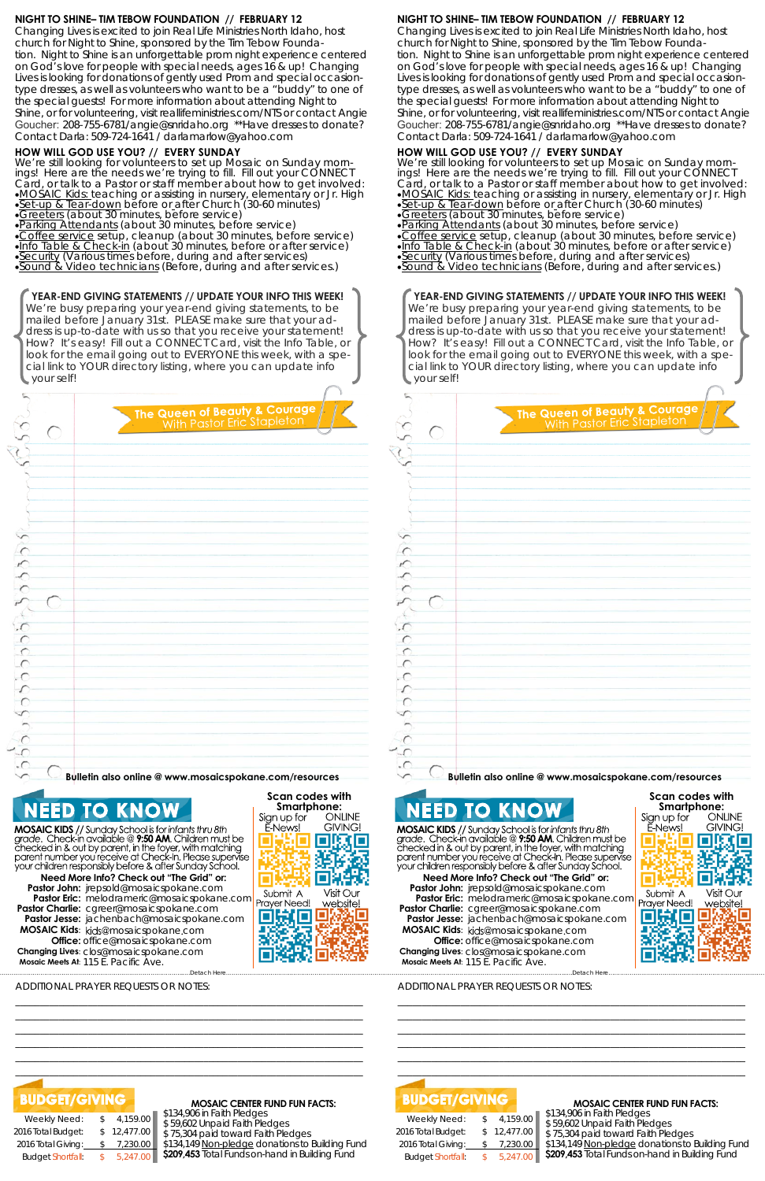**NIGHT TO SHINE– TIM TEBOW FOUNDATION // FEBRUARY 12**
Changing Lives is excited to join Real Life Ministries North Idaho, host church for Night to Shine, sponsored by the Tim Tebow Foundation. Night to Shine is an unforgettable prom night experience centered on God's love for people with special needs, ages 16 & up! Changing Lives is looking for donations of gently used Prom and special occasion-type dresses, as well as volunteers who want to be a "buddy" to one of the special guests! For more information about attending Night to Shine, or for volunteering, visit reallifeministries.com/NTS or contact Angie Goucher: 208-755-6781/angie@snridaho.org **Have dresses to donate? Contact Darla: 509-724-1641 / darlamarlow@yahoo.com

**HOW WILL GOD USE YOU? // EVERY SUNDAY**
We're still looking for volunteers to set up Mosaic on Sunday mornings! Here are the needs we're trying to fill. Fill out your CONNECT Card, or talk to a Pastor or staff member about how to get involved:
- MOSAIC Kids: teaching or assisting in nursery, elementary or Jr. High
- Set-up & Tear-down before or after Church (30-60 minutes)
- Greeters (about 30 minutes, before service)
- Parking Attendants (about 30 minutes, before service)
- Coffee service setup, cleanup (about 30 minutes, before service)
- Info Table & Check-in (about 30 minutes, before or after service)
- Security (Various times before, during and after services)
- Sound & Video technicians (Before, during and after services.)

**YEAR-END GIVING STATEMENTS // UPDATE YOUR INFO THIS WEEK!**
We're busy preparing your year-end giving statements, to be mailed before January 31st. PLEASE make sure that your address is up-to-date with us so that you receive your statement! How? It's easy! Fill out a CONNECT Card, visit the Info Table, or look for the email going out to EVERYONE this week, with a special link to YOUR directory listing, where you can update info your self!

**The Queen of Beauty & Courage**
With Pastor Eric Stapleton

Bulletin also online @ www.mosaicspokane.com/resources

## NEED TO KNOW

**MOSAIC KIDS** // Sunday School is for *infants thru 8th grade*. Check-in available @ **9:50 AM**. Children must be checked in & out by parent, in the foyer, with matching parent number you receive at Check-In. Please supervise your children responsibly before & after Sunday School.

**Need More Info? Check out "The Grid" or:**
**Pastor John:** jrepsold@mosaicspokane.com
**Pastor Eric:** melodrameric@mosaicspokane.com
**Pastor Charlie:** cgreer@mosaicspokane.com
**Pastor Jesse:** jachenbach@mosaicspokane.com
**MOSAIC Kids:** kids@mosaicspokane.com
**Office:** office@mosaicspokane.com
**Changing Lives:** clos@mosaicspokane.com
**Mosaic Meets At:** 115 E. Pacific Ave.

**Scan codes with Smartphone:**
Sign up for E-News! | ONLINE GIVING! | Submit A Prayer Need! | Visit Our website!

Detach Here

ADDITIONAL PRAYER REQUESTS OR NOTES:

## BUDGET/GIVING

| | | |
|---|---|---|
| Weekly Need: | $ | 4,159.00 |
| 2016 Total Budget: | $ | 12,477.00 |
| 2016 Total Giving: | $ | 7,230.00 |
| Budget Shortfall: | $ | 5,247.00 |

**MOSAIC CENTER FUND FUN FACTS:**
$134,906 in Faith Pledges
$ 59,602 Unpaid Faith Pledges
$ 75,304 paid toward Faith Pledges
$134,149 Non-pledge donations to Building Fund
**$209,453** Total Funds on-hand in Building Fund

---

**NIGHT TO SHINE– TIM TEBOW FOUNDATION // FEBRUARY 12**
Changing Lives is excited to join Real Life Ministries North Idaho, host church for Night to Shine, sponsored by the Tim Tebow Foundation. Night to Shine is an unforgettable prom night experience centered on God's love for people with special needs, ages 16 & up! Changing Lives is looking for donations of gently used Prom and special occasion-type dresses, as well as volunteers who want to be a "buddy" to one of the special guests! For more information about attending Night to Shine, or for volunteering, visit reallifeministries.com/NTS or contact Angie Goucher: 208-755-6781/angie@snridaho.org **Have dresses to donate? Contact Darla: 509-724-1641 / darlamarlow@yahoo.com

**HOW WILL GOD USE YOU? // EVERY SUNDAY**
We're still looking for volunteers to set up Mosaic on Sunday mornings! Here are the needs we're trying to fill. Fill out your CONNECT Card, or talk to a Pastor or staff member about how to get involved:
- MOSAIC Kids: teaching or assisting in nursery, elementary or Jr. High
- Set-up & Tear-down before or after Church (30-60 minutes)
- Greeters (about 30 minutes, before service)
- Parking Attendants (about 30 minutes, before service)
- Coffee service setup, cleanup (about 30 minutes, before service)
- Info Table & Check-in (about 30 minutes, before or after service)
- Security (Various times before, during and after services)
- Sound & Video technicians (Before, during and after services.)

**YEAR-END GIVING STATEMENTS // UPDATE YOUR INFO THIS WEEK!**
We're busy preparing your year-end giving statements, to be mailed before January 31st. PLEASE make sure that your address is up-to-date with us so that you receive your statement! How? It's easy! Fill out a CONNECT Card, visit the Info Table, or look for the email going out to EVERYONE this week, with a special link to YOUR directory listing, where you can update info your self!

**The Queen of Beauty & Courage**
With Pastor Eric Stapleton

Bulletin also online @ www.mosaicspokane.com/resources

## NEED TO KNOW

**MOSAIC KIDS** // Sunday School is for *infants thru 8th grade*. Check-in available @ **9:50 AM**. Children must be checked in & out by parent, in the foyer, with matching parent number you receive at Check-In. Please supervise your children responsibly before & after Sunday School.

**Need More Info? Check out "The Grid" or:**
**Pastor John:** jrepsold@mosaicspokane.com
**Pastor Eric:** melodrameric@mosaicspokane.com
**Pastor Charlie:** cgreer@mosaicspokane.com
**Pastor Jesse:** jachenbach@mosaicspokane.com
**MOSAIC Kids:** kids@mosaicspokane.com
**Office:** office@mosaicspokane.com
**Changing Lives:** clos@mosaicspokane.com
**Mosaic Meets At:** 115 E. Pacific Ave.

**Scan codes with Smartphone:**
Sign up for E-News! | ONLINE GIVING! | Submit A Prayer Need! | Visit Our website!

Detach Here

ADDITIONAL PRAYER REQUESTS OR NOTES:

## BUDGET/GIVING

| | | |
|---|---|---|
| Weekly Need: | $ | 4,159.00 |
| 2016 Total Budget: | $ | 12,477.00 |
| 2016 Total Giving: | $ | 7,230.00 |
| Budget Shortfall: | $ | 5,247.00 |

**MOSAIC CENTER FUND FUN FACTS:**
$134,906 in Faith Pledges
$ 59,602 Unpaid Faith Pledges
$ 75,304 paid toward Faith Pledges
$134,149 Non-pledge donations to Building Fund
**$209,453** Total Funds on-hand in Building Fund